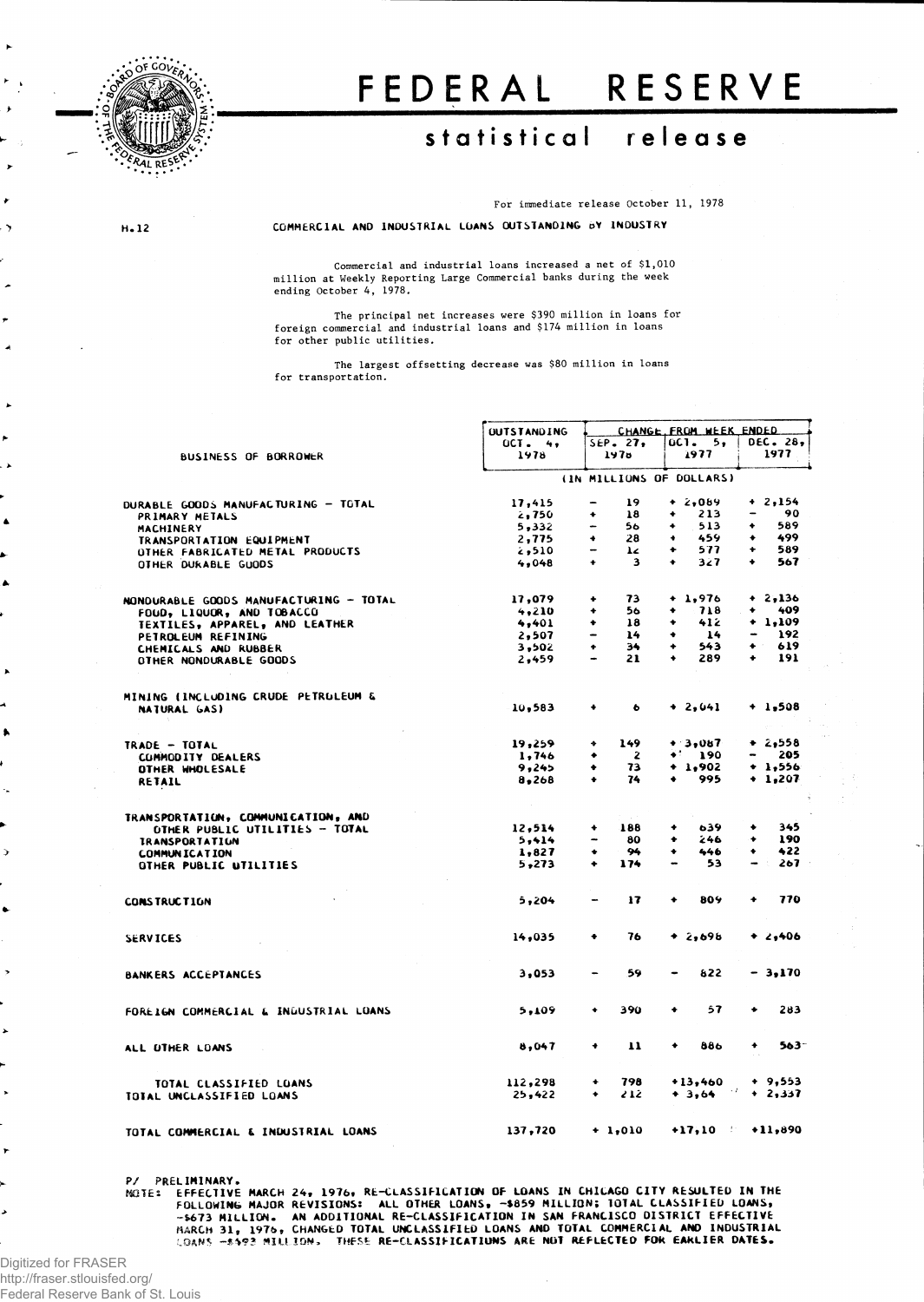# FEDERAL RESERVE

## statistical release

For immediate release October 11, 1978

H.12

### COMMERCIAL AND INDUSTRIAL LOANS OUTSTANDING BY INDUSTRY

Commercial and industrial loans increased a net of $1,010 million at Weekly Reporting Large Commercial banks during the week ending October 4, 1978.

The principal net increases were $390 million in loans for foreign commercial and industrial loans and $174 million in loans for other public utilities.

The largest offsetting decrease was $80 million in loans for transportation.

| BUSINESS OF BORROWER | OUTSTANDING OCT. 4, 1978 | CHANGE FROM WEEK ENDED SEP. 27, 1978 | OCT. 5, 1977 | DEC. 28, 1977 |
|---|---|---|---|---|
| | (IN MILLIONS OF DOLLARS) | | | |
| DURABLE GOODS MANUFACTURING - TOTAL | 17,415 | - 19 | + 2,089 | + 2,154 |
| PRIMARY METALS | 2,750 | + 18 | + 213 | - 90 |
| MACHINERY | 5,332 | - 56 | + 513 | + 589 |
| TRANSPORTATION EQUIPMENT | 2,775 | + 28 | + 459 | + 499 |
| OTHER FABRICATED METAL PRODUCTS | 2,510 | - 12 | + 577 | + 589 |
| OTHER DURABLE GOODS | 4,048 | + 3 | + 327 | + 567 |
| NONDURABLE GOODS MANUFACTURING - TOTAL | 17,079 | + 73 | + 1,976 | + 2,136 |
| FOOD, LIQUOR, AND TOBACCO | 4,210 | + 56 | + 718 | + 409 |
| TEXTILES, APPAREL, AND LEATHER | 4,401 | + 18 | + 412 | + 1,109 |
| PETROLEUM REFINING | 2,507 | - 14 | + 14 | - 192 |
| CHEMICALS AND RUBBER | 3,502 | + 34 | + 543 | + 619 |
| OTHER NONDURABLE GOODS | 2,459 | - 21 | + 289 | + 191 |
| MINING (INCLUDING CRUDE PETROLEUM & NATURAL GAS) | 10,583 | + 6 | + 2,041 | + 1,508 |
| TRADE - TOTAL | 19,259 | + 149 | + 3,087 | + 2,558 |
| COMMODITY DEALERS | 1,746 | + 2 | + 190 | - 205 |
| OTHER WHOLESALE | 9,245 | + 73 | + 1,902 | + 1,556 |
| RETAIL | 8,268 | + 74 | + 995 | + 1,207 |
| TRANSPORTATION, COMMUNICATION, AND OTHER PUBLIC UTILITIES - TOTAL | 12,514 | + 188 | + 639 | + 345 |
| TRANSPORTATION | 5,414 | - 80 | + 246 | + 190 |
| COMMUNICATION | 1,827 | + 94 | + 446 | + 422 |
| OTHER PUBLIC UTILITIES | 5,273 | + 174 | - 53 | - 267 |
| CONSTRUCTION | 5,204 | - 17 | + 809 | + 770 |
| SERVICES | 14,035 | + 76 | + 2,696 | + 2,406 |
| BANKERS ACCEPTANCES | 3,053 | - 59 | - 822 | - 3,170 |
| FOREIGN COMMERCIAL & INDUSTRIAL LOANS | 5,109 | + 390 | + 57 | + 283 |
| ALL OTHER LOANS | 8,047 | + 11 | + 886 | + 563 |
| TOTAL CLASSIFIED LOANS | 112,298 | + 798 | +13,460 | + 9,553 |
| TOTAL UNCLASSIFIED LOANS | 25,422 | + 212 | + 3,64 | + 2,337 |
| TOTAL COMMERCIAL & INDUSTRIAL LOANS | 137,720 | + 1,010 | +17,10 | +11,890 |

P/ PRELIMINARY.

NOTE: EFFECTIVE MARCH 24, 1976, RE-CLASSIFICATION OF LOANS IN CHICAGO CITY RESULTED IN THE FOLLOWING MAJOR REVISIONS: ALL OTHER LOANS, -$859 MILLION; TOTAL CLASSIFIED LOANS, -$673 MILLION. AN ADDITIONAL RE-CLASSIFICATION IN SAN FRANCISCO DISTRICT EFFECTIVE MARCH 31, 1976, CHANGED TOTAL UNCLASSIFIED LOANS AND TOTAL COMMERCIAL AND INDUSTRIAL LOANS -$493 MILLION. THESE RE-CLASSIFICATIONS ARE NOT REFLECTED FOR EARLIER DATES.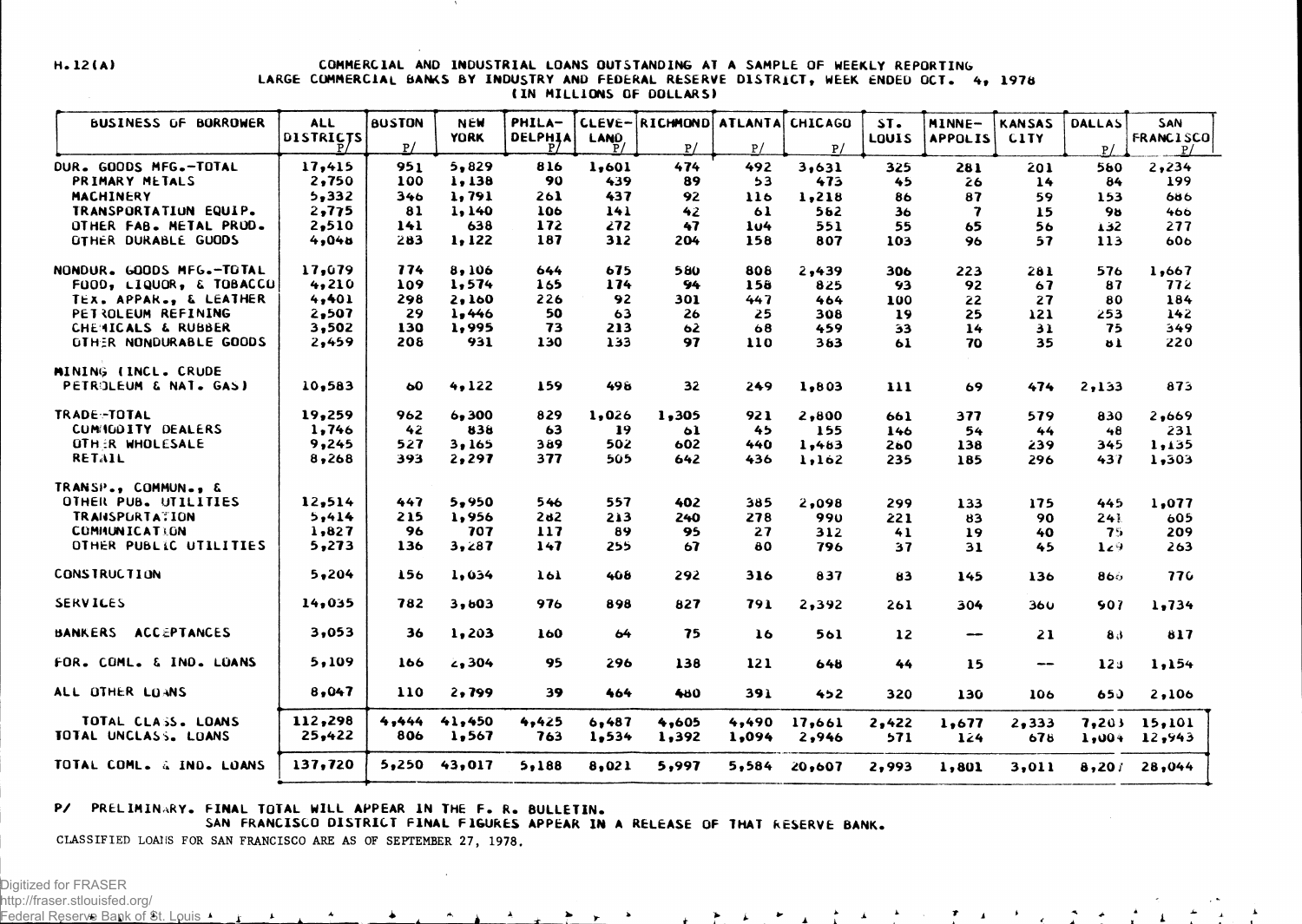H.12(A)

# COMMERCIAL AND INDUSTRIAL LOANS OUTSTANDING AT A SAMPLE OF WEEKLY REPORTING LARGE COMMERCIAL BANKS BY INDUSTRY AND FEDERAL RESERVE DISTRICT, WEEK ENDED OCT. 4, 1978

(IN MILLIONS OF DOLLARS)

| BUSINESS OF BORROWER | ALL DISTRICTS P/ | BOSTON P/ | NEW YORK | PHILA-DELPHIA P/ | CLEVE-LAND P/ | RICHMOND P/ | ATLANTA P/ | CHICAGO P/ | ST. LOUIS | MINNE-APPOLIS | KANSAS CITY | DALLAS P/ | SAN FRANCISCO P/ |
|---|---|---|---|---|---|---|---|---|---|---|---|---|---|
| DUR. GOODS MFG.-TOTAL | 17,415 | 951 | 5,829 | 816 | 1,601 | 474 | 492 | 3,631 | 325 | 281 | 201 | 560 | 2,234 |
| PRIMARY METALS | 2,750 | 100 | 1,138 | 90 | 439 | 89 | 53 | 473 | 45 | 26 | 14 | 84 | 199 |
| MACHINERY | 5,332 | 346 | 1,791 | 261 | 437 | 92 | 116 | 1,218 | 86 | 87 | 59 | 153 | 686 |
| TRANSPORTATION EQUIP. | 2,775 | 81 | 1,140 | 106 | 141 | 42 | 61 | 562 | 36 | 7 | 15 | 98 | 466 |
| OTHER FAB. METAL PROD. | 2,510 | 141 | 638 | 172 | 272 | 47 | 104 | 551 | 55 | 65 | 56 | 132 | 277 |
| OTHER DURABLE GOODS | 4,048 | 283 | 1,122 | 187 | 312 | 204 | 158 | 807 | 103 | 96 | 57 | 113 | 606 |
| NONDUR. GOODS MFG.-TOTAL | 17,079 | 774 | 8,106 | 644 | 675 | 580 | 808 | 2,439 | 306 | 223 | 281 | 576 | 1,667 |
| FOOD, LIQUOR, & TOBACCO | 4,210 | 109 | 1,574 | 165 | 174 | 94 | 158 | 825 | 93 | 92 | 67 | 87 | 772 |
| TEX. APPAR., & LEATHER | 4,401 | 298 | 2,160 | 226 | 92 | 301 | 447 | 464 | 100 | 22 | 27 | 80 | 184 |
| PETROLEUM REFINING | 2,507 | 29 | 1,446 | 50 | 63 | 26 | 25 | 308 | 19 | 25 | 121 | 253 | 142 |
| CHEMICALS & RUBBER | 3,502 | 130 | 1,995 | 73 | 213 | 62 | 68 | 459 | 33 | 14 | 31 | 75 | 349 |
| OTHER NONDURABLE GOODS | 2,459 | 208 | 931 | 130 | 133 | 97 | 110 | 383 | 61 | 70 | 35 | 81 | 220 |
| MINING (INCL. CRUDE PETROLEUM & NAT. GAS) | 10,583 | 60 | 4,122 | 159 | 498 | 32 | 249 | 1,803 | 111 | 69 | 474 | 2,133 | 873 |
| TRADE-TOTAL | 19,259 | 962 | 6,300 | 829 | 1,026 | 1,305 | 921 | 2,800 | 661 | 377 | 579 | 830 | 2,669 |
| COMMODITY DEALERS | 1,746 | 42 | 838 | 63 | 19 | 61 | 45 | 155 | 146 | 54 | 44 | 48 | 231 |
| OTHER WHOLESALE | 9,245 | 527 | 3,165 | 389 | 502 | 602 | 440 | 1,483 | 280 | 138 | 239 | 345 | 1,135 |
| RETAIL | 8,268 | 393 | 2,297 | 377 | 505 | 642 | 436 | 1,162 | 235 | 185 | 296 | 437 | 1,303 |
| TRANSP., COMMUN., & OTHER PUB. UTILITIES | 12,514 | 447 | 5,950 | 546 | 557 | 402 | 385 | 2,098 | 299 | 133 | 175 | 445 | 1,077 |
| TRANSPORTATION | 5,414 | 215 | 1,956 | 282 | 213 | 240 | 278 | 990 | 221 | 83 | 90 | 241 | 605 |
| COMMUNICATION | 1,827 | 96 | 707 | 117 | 89 | 95 | 27 | 312 | 41 | 19 | 40 | 75 | 209 |
| OTHER PUBLIC UTILITIES | 5,273 | 136 | 3,287 | 147 | 255 | 67 | 80 | 796 | 37 | 31 | 45 | 129 | 263 |
| CONSTRUCTION | 5,204 | 156 | 1,034 | 161 | 408 | 292 | 316 | 837 | 83 | 145 | 136 | 866 | 770 |
| SERVICES | 14,035 | 782 | 3,603 | 976 | 898 | 827 | 791 | 2,392 | 261 | 304 | 360 | 907 | 1,734 |
| BANKERS ACCEPTANCES | 3,053 | 36 | 1,203 | 160 | 64 | 75 | 16 | 561 | 12 | -- | 21 | 88 | 817 |
| FOR. COML. & IND. LOANS | 5,109 | 166 | 2,304 | 95 | 296 | 138 | 121 | 648 | 44 | 15 | -- | 123 | 1,154 |
| ALL OTHER LOANS | 8,047 | 110 | 2,799 | 39 | 464 | 480 | 391 | 452 | 320 | 130 | 106 | 650 | 2,106 |
| TOTAL CLASS. LOANS | 112,298 | 4,444 | 41,450 | 4,425 | 6,487 | 4,605 | 4,490 | 17,661 | 2,422 | 1,677 | 2,333 | 7,203 | 15,101 |
| TOTAL UNCLASS. LOANS | 25,422 | 806 | 1,567 | 763 | 1,534 | 1,392 | 1,094 | 2,946 | 571 | 124 | 678 | 1,004 | 12,943 |
| TOTAL COML. & IND. LOANS | 137,720 | 5,250 | 43,017 | 5,188 | 8,021 | 5,997 | 5,584 | 20,607 | 2,993 | 1,801 | 3,011 | 8,207 | 28,044 |

P/ PRELIMINARY. FINAL TOTAL WILL APPEAR IN THE F. R. BULLETIN.
SAN FRANCISCO DISTRICT FINAL FIGURES APPEAR IN A RELEASE OF THAT RESERVE BANK.

CLASSIFIED LOANS FOR SAN FRANCISCO ARE AS OF SEPTEMBER 27, 1978.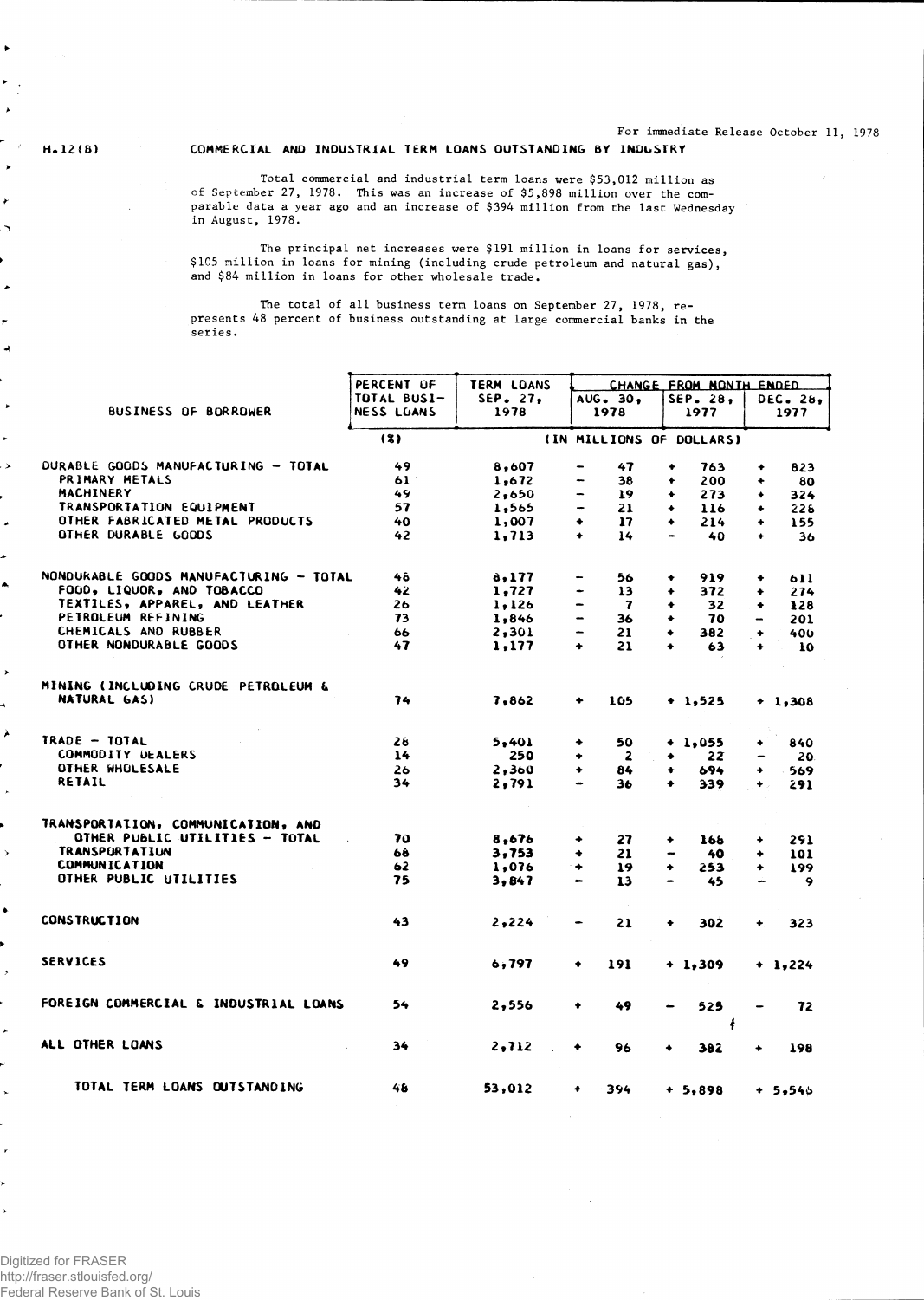For immediate Release October 11, 1978

H.12(B)

## COMMERCIAL AND INDUSTRIAL TERM LOANS OUTSTANDING BY INDUSTRY

Total commercial and industrial term loans were $53,012 million as of September 27, 1978. This was an increase of $5,898 million over the comparable data a year ago and an increase of $394 million from the last Wednesday in August, 1978.

The principal net increases were $191 million in loans for services, $105 million in loans for mining (including crude petroleum and natural gas), and $84 million in loans for other wholesale trade.

The total of all business term loans on September 27, 1978, represents 48 percent of business outstanding at large commercial banks in the series.

| BUSINESS OF BORROWER | PERCENT OF TOTAL BUSINESS LOANS | TERM LOANS SEP. 27, 1978 | CHANGE FROM MONTH ENDED AUG. 30, 1978 | SEP. 28, 1977 | DEC. 28, 1977 |
|---|---|---|---|---|---|
| | (%) | (IN MILLIONS OF DOLLARS) | | | |
| DURABLE GOODS MANUFACTURING - TOTAL | 49 | 8,607 | - 47 | + 763 | + 823 |
| PRIMARY METALS | 61 | 1,672 | - 38 | + 200 | + 80 |
| MACHINERY | 49 | 2,650 | - 19 | + 273 | + 324 |
| TRANSPORTATION EQUIPMENT | 57 | 1,565 | - 21 | + 116 | + 226 |
| OTHER FABRICATED METAL PRODUCTS | 40 | 1,007 | + 17 | + 214 | + 155 |
| OTHER DURABLE GOODS | 42 | 1,713 | + 14 | - 40 | + 36 |
| NONDURABLE GOODS MANUFACTURING - TOTAL | 46 | 8,177 | - 56 | + 919 | + 611 |
| FOOD, LIQUOR, AND TOBACCO | 42 | 1,727 | - 13 | + 372 | + 274 |
| TEXTILES, APPAREL, AND LEATHER | 26 | 1,126 | - 7 | + 32 | + 128 |
| PETROLEUM REFINING | 73 | 1,846 | - 36 | + 70 | - 201 |
| CHEMICALS AND RUBBER | 66 | 2,301 | - 21 | + 382 | + 400 |
| OTHER NONDURABLE GOODS | 47 | 1,177 | + 21 | + 63 | + 10 |
| MINING (INCLUDING CRUDE PETROLEUM & NATURAL GAS) | 74 | 7,862 | + 105 | + 1,525 | + 1,308 |
| TRADE - TOTAL | 26 | 5,401 | + 50 | + 1,055 | + 840 |
| COMMODITY DEALERS | 14 | 250 | + 2 | + 22 | - 20 |
| OTHER WHOLESALE | 26 | 2,360 | + 84 | + 694 | + 569 |
| RETAIL | 34 | 2,791 | - 36 | + 339 | + 291 |
| TRANSPORTATION, COMMUNICATION, AND OTHER PUBLIC UTILITIES - TOTAL | 70 | 8,676 | + 27 | + 166 | + 291 |
| TRANSPORTATION | 68 | 3,753 | + 21 | - 40 | + 101 |
| COMMUNICATION | 62 | 1,076 | + 19 | + 253 | + 199 |
| OTHER PUBLIC UTILITIES | 75 | 3,847 | - 13 | - 45 | - 9 |
| CONSTRUCTION | 43 | 2,224 | - 21 | + 302 | + 323 |
| SERVICES | 49 | 6,797 | + 191 | + 1,309 | + 1,224 |
| FOREIGN COMMERCIAL & INDUSTRIAL LOANS | 54 | 2,556 | + 49 | - 525 | - 72 |
| ALL OTHER LOANS | 34 | 2,712 | + 96 | + 382 | + 198 |
| TOTAL TERM LOANS OUTSTANDING | 48 | 53,012 | + 394 | + 5,898 | + 5,546 |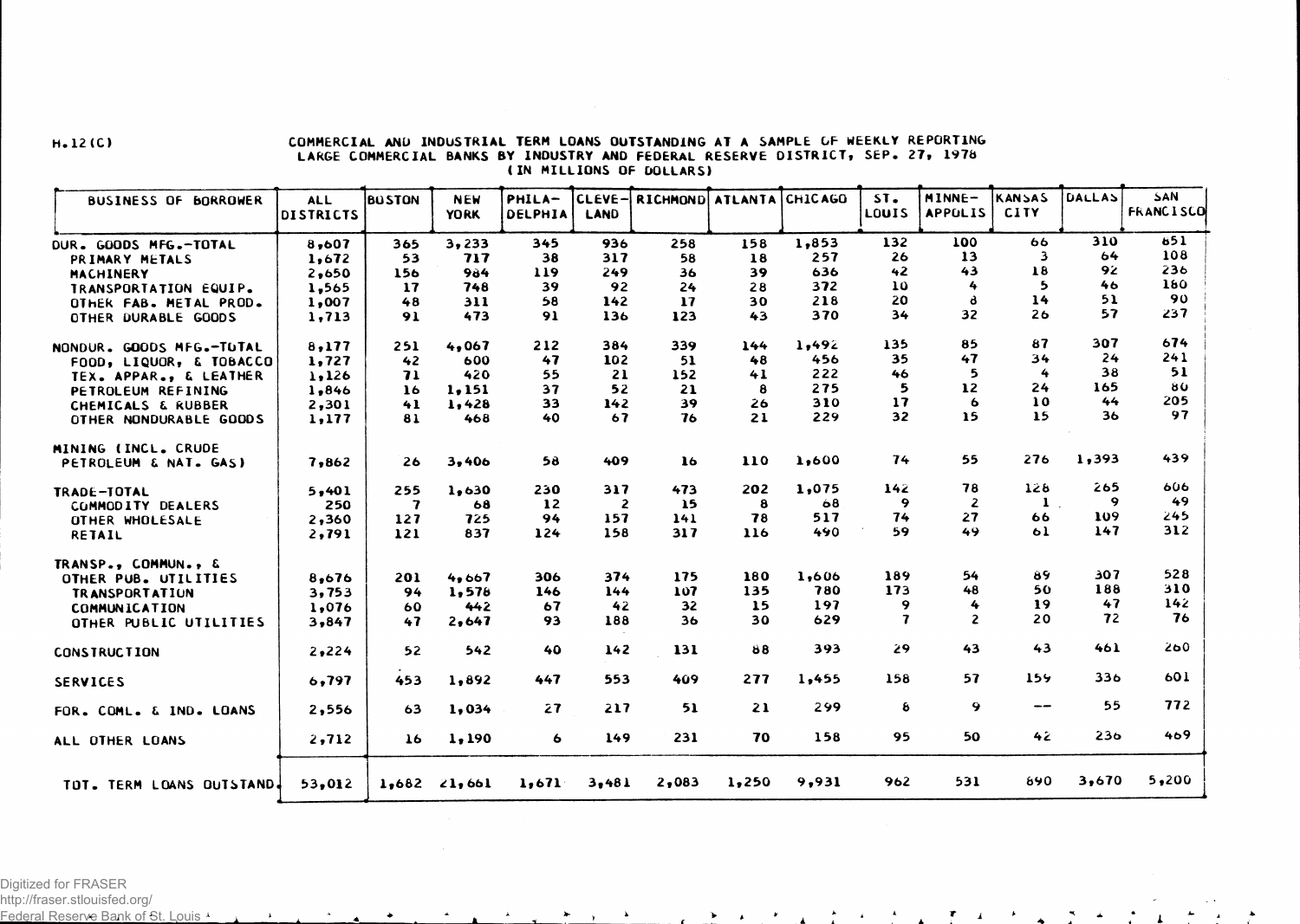H.12(C)

COMMERCIAL AND INDUSTRIAL TERM LOANS OUTSTANDING AT A SAMPLE OF WEEKLY REPORTING LARGE COMMERCIAL BANKS BY INDUSTRY AND FEDERAL RESERVE DISTRICT, SEP. 27, 1978
(IN MILLIONS OF DOLLARS)

| BUSINESS OF BORROWER | ALL DISTRICTS | BOSTON | NEW YORK | PHILA- DELPHIA | CLEVE- LAND | RICHMOND | ATLANTA | CHICAGO | ST. LOUIS | MINNE- APPOLIS | KANSAS CITY | DALLAS | SAN FRANCISCO |
|---|---|---|---|---|---|---|---|---|---|---|---|---|---|
| DUR. GOODS MFG.-TOTAL | 8,607 | 365 | 3,233 | 345 | 936 | 258 | 158 | 1,853 | 132 | 100 | 66 | 310 | 651 |
| PRIMARY METALS | 1,672 | 53 | 717 | 38 | 317 | 58 | 18 | 257 | 26 | 13 | 3 | 64 | 108 |
| MACHINERY | 2,650 | 156 | 984 | 119 | 249 | 36 | 39 | 636 | 42 | 43 | 18 | 92 | 236 |
| TRANSPORTATION EQUIP. | 1,565 | 17 | 748 | 39 | 92 | 24 | 28 | 372 | 10 | 4 | 5 | 46 | 160 |
| OTHER FAB. METAL PROD. | 1,007 | 48 | 311 | 58 | 142 | 17 | 30 | 218 | 20 | 8 | 14 | 51 | 90 |
| OTHER DURABLE GOODS | 1,713 | 91 | 473 | 91 | 136 | 123 | 43 | 370 | 34 | 32 | 26 | 57 | 237 |
| NONDUR. GOODS MFG.-TOTAL | 8,177 | 251 | 4,067 | 212 | 384 | 339 | 144 | 1,492 | 135 | 85 | 87 | 307 | 674 |
| FOOD, LIQUOR, & TOBACCO | 1,727 | 42 | 600 | 47 | 102 | 51 | 48 | 456 | 35 | 47 | 34 | 24 | 241 |
| TEX. APPAR., & LEATHER | 1,126 | 71 | 420 | 55 | 21 | 152 | 41 | 222 | 46 | 5 | 4 | 38 | 51 |
| PETROLEUM REFINING | 1,846 | 16 | 1,151 | 37 | 52 | 21 | 8 | 275 | 5 | 12 | 24 | 165 | 80 |
| CHEMICALS & RUBBER | 2,301 | 41 | 1,428 | 33 | 142 | 39 | 26 | 310 | 17 | 6 | 10 | 44 | 205 |
| OTHER NONDURABLE GOODS | 1,177 | 81 | 468 | 40 | 67 | 76 | 21 | 229 | 32 | 15 | 15 | 36 | 97 |
| MINING (INCL. CRUDE PETROLEUM & NAT. GAS) | 7,862 | 26 | 3,406 | 58 | 409 | 16 | 110 | 1,600 | 74 | 55 | 276 | 1,393 | 439 |
| TRADE-TOTAL | 5,401 | 255 | 1,630 | 230 | 317 | 473 | 202 | 1,075 | 142 | 78 | 128 | 265 | 606 |
| COMMODITY DEALERS | 250 | 7 | 68 | 12 | 2 | 15 | 8 | 68 | 9 | 2 | 1 | 9 | 49 |
| OTHER WHOLESALE | 2,360 | 127 | 725 | 94 | 157 | 141 | 78 | 517 | 74 | 27 | 66 | 109 | 245 |
| RETAIL | 2,791 | 121 | 837 | 124 | 158 | 317 | 116 | 490 | 59 | 49 | 61 | 147 | 312 |
| TRANSP., COMMUN., & OTHER PUB. UTILITIES | 8,676 | 201 | 4,667 | 306 | 374 | 175 | 180 | 1,606 | 189 | 54 | 89 | 307 | 528 |
| TRANSPORTATION | 3,753 | 94 | 1,578 | 146 | 144 | 107 | 135 | 780 | 173 | 48 | 50 | 188 | 310 |
| COMMUNICATION | 1,076 | 60 | 442 | 67 | 42 | 32 | 15 | 197 | 9 | 4 | 19 | 47 | 142 |
| OTHER PUBLIC UTILITIES | 3,847 | 47 | 2,647 | 93 | 188 | 36 | 30 | 629 | 7 | 2 | 20 | 72 | 76 |
| CONSTRUCTION | 2,224 | 52 | 542 | 40 | 142 | 131 | 88 | 393 | 29 | 43 | 43 | 461 | 260 |
| SERVICES | 6,797 | 453 | 1,892 | 447 | 553 | 409 | 277 | 1,455 | 158 | 57 | 159 | 336 | 601 |
| FOR. COML. & IND. LOANS | 2,556 | 63 | 1,034 | 27 | 217 | 51 | 21 | 299 | 8 | 9 | -- | 55 | 772 |
| ALL OTHER LOANS | 2,712 | 16 | 1,190 | 6 | 149 | 231 | 70 | 158 | 95 | 50 | 42 | 236 | 469 |
| TOT. TERM LOANS OUTSTAND. | 53,012 | 1,682 | 21,661 | 1,671 | 3,481 | 2,083 | 1,250 | 9,931 | 962 | 531 | 890 | 3,670 | 5,200 |